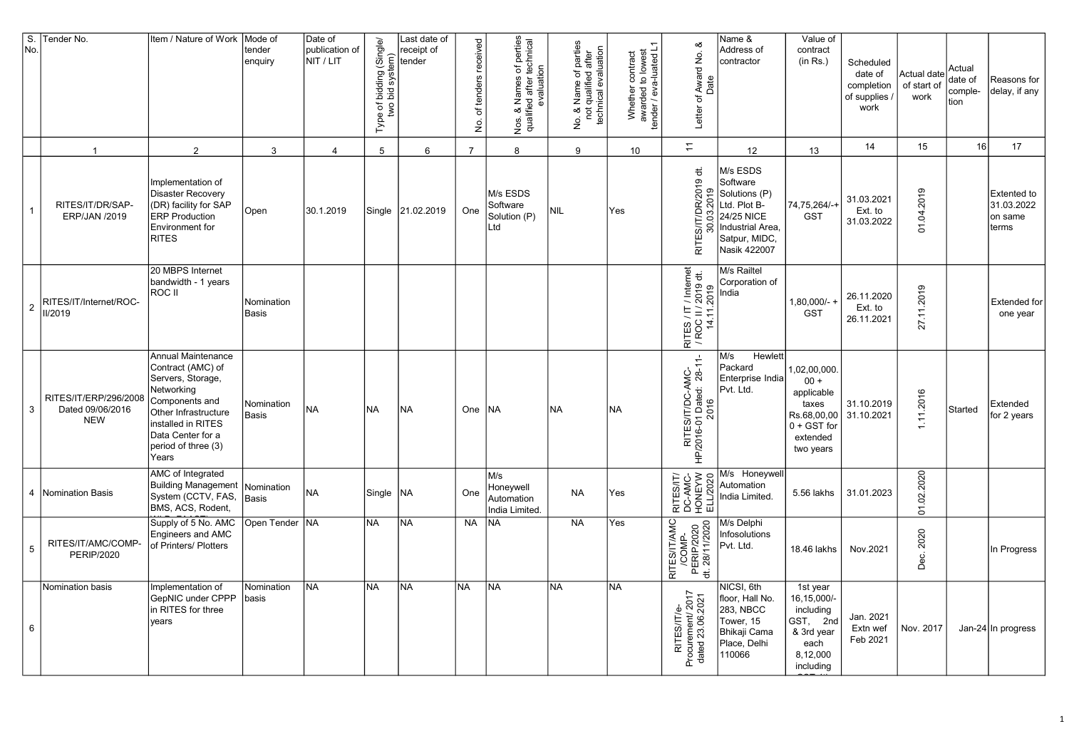| S. No. | Tender No. | Item / Nature of Work | Mode of tender enquiry | Date of publication of NIT / LIT | Type of bidding (Single/ two bid system) | Last date of receipt of tender | No. of tenders received | Nos. & Names of perties qualified after technical evaluation | No. & Name of parties not qualified after technical evaluation | Whether contract awarded to lowest tender / eva-luated L1 | Letter of Award No. & Date | Name & Address of contractor | Value of contract (in Rs.) | Scheduled date of completion of supplies / work | Actual date of start of work | Actual date of comple-tion | Reasons for delay, if any |
|---|---|---|---|---|---|---|---|---|---|---|---|---|---|---|---|---|---|
| | 1 | 2 | 3 | 4 | 5 | 6 | 7 | 8 | 9 | 10 | 11 | 12 | 13 | 14 | 15 | 16 | 17 |
| 1 | RITES/IT/DR/SAP-ERP/JAN /2019 | Implementation of Disaster Recovery (DR) facility for SAP ERP Production Environment for RITES | Open | 30.1.2019 | Single | 21.02.2019 | One | M/s ESDS Software Solution (P) Ltd | NIL | Yes | RITES/IT/DR/2019 dt. 30.03.2019 | M/s ESDS Software Solutions (P) Ltd. Plot B-24/25 NICE Industrial Area, Satpur, MIDC, Nasik 422007 | 74,75,264/-+ GST | 31.03.2021 Ext. to 31.03.2022 | 01.04.2019 | | Extented to 31.03.2022 on same terms |
| 2 | RITES/IT/Internet/ROC-II/2019 | 20 MBPS Internet bandwidth - 1 years ROC II | Nomination Basis | | | | | | | | RITES / IT / Internet / ROC II / 2019 dt. 14.11.2019 | M/s Railtel Corporation of India | 1,80,000/- + GST | 26.11.2020 Ext. to 26.11.2021 | 27.11.2019 | | Extended for one year |
| 3 | RITES/IT/ERP/296/2008 Dated 09/06/2016 NEW | Annual Maintenance Contract (AMC) of Servers, Storage, Networking Components and Other Infrastructure installed in RITES Data Center for a period of three (3) Years | Nomination Basis | NA | NA | NA | One | NA | NA | NA | RITES/IT/DC-AMC-HP/2016-01 Dated: 28-11-2016 | M/s Hewlett Packard Enterprise India Pvt. Ltd. | 1,02,00,000. 00 + applicable taxes Rs.68,00,00 0 + GST for extended two years | 31.10.2019 31.10.2021 | 1.11.2016 | Started | Extended for 2 years |
| 4 | Nomination Basis | AMC of Integrated Building Management System (CCTV, FAS, BMS, ACS, Rodent, | Nomination Basis | NA | Single | NA | One | M/s Honeywell Automation India Limited. | NA | Yes | RITES/IT/ DC-AMC-HONEYW ELL/2020 | M/s Honeywell Automation India Limited. | 5.56 lakhs | 31.01.2023 | 01.02.2020 | | |
| 5 | RITES/IT/AMC/COMP-PERIP/2020 | Supply of 5 No. AMC Engineers and AMC of Printers/ Plotters | Open Tender | NA | NA | NA | NA | NA | NA | Yes | RITES/IT/AMC /COMP-PERIP/2020 dt. 28/11/2020 | M/s Delphi Infosolutions Pvt. Ltd. | 18.46 lakhs | Nov.2021 | Dec. 2020 | | In Progress |
| 6 | Nomination basis | Implementation of GepNIC under CPPP in RITES for three years | Nomination basis | NA | NA | NA | NA | NA | NA | NA | RITES/IT/e-Procurement/ 2017 dated 23.06.2021 | NICSI, 6th floor, Hall No. 283, NBCC Tower, 15 Bhikaji Cama Place, Delhi 110066 | 1st year 16,15,000/- including GST, 2nd & 3rd year each 8,12,000 including | Jan. 2021 Extn wef Feb 2021 | Nov. 2017 | Jan-24 | In progress |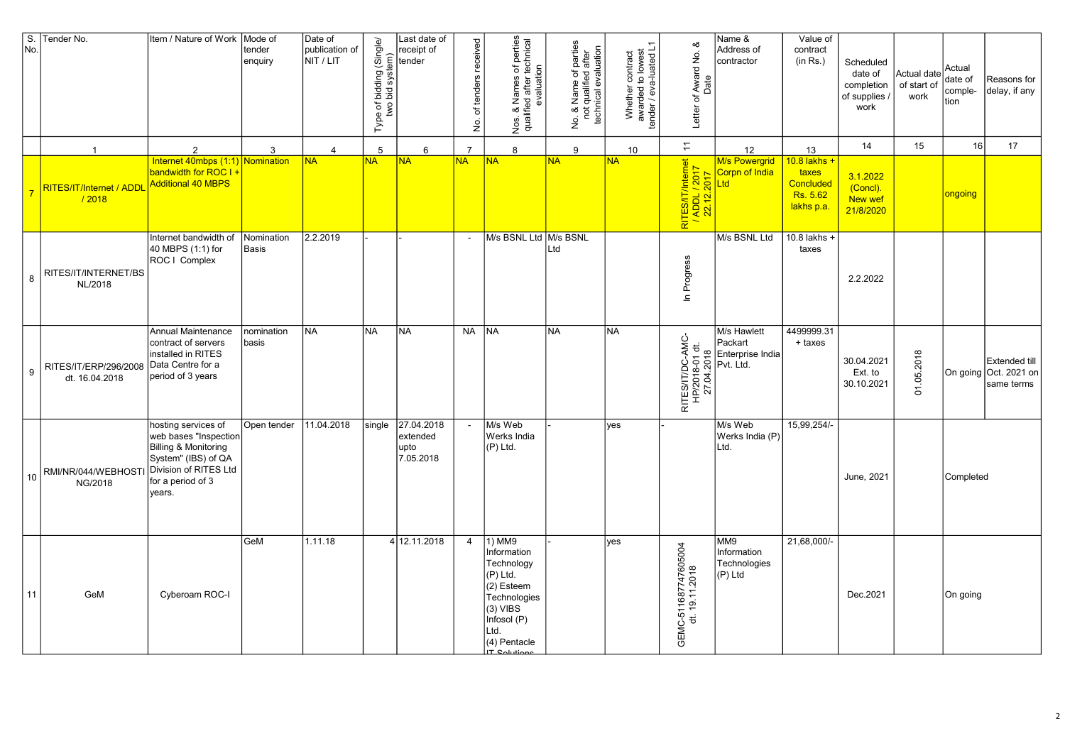| S. No. | Tender No. | Item / Nature of Work | Mode of tender enquiry | Date of publication of NIT / LIT | Type of bidding (Single/ two bid system) | Last date of receipt of tender | No. of tenders received | Nos. & Names of perties qualified after technical evaluation | No. & Name of parties not qualified after technical evaluation | Whether contract awarded to lowest tender / eva-luated L1 | Letter of Award No. & Date | Name & Address of contractor | Value of contract (in Rs.) | Scheduled date of completion of supplies / work | Actual date of start of work | Actual date of comple-tion | Reasons for delay, if any |
|---|---|---|---|---|---|---|---|---|---|---|---|---|---|---|---|---|---|
| | 1 | 2 | 3 | 4 | 5 | 6 | 7 | 8 | 9 | 10 | 11 | 12 | 13 | 14 | 15 | 16 | 17 |
| 7 | RITES/IT/Internet / ADDL / 2018 | Internet 40mbps (1:1) bandwidth for ROC I + Additional 40 MBPS | Nomination | NA | NA | NA | NA | NA | NA | NA | RITES/IT/Internet / ADDL / 2017 22.12.2017 | M/s Powergrid Corpn of India Ltd | 10.8 lakhs + taxes Concluded Rs. 5.62 lakhs p.a. | 3.1.2022 (Concl). New wef 21/8/2020 | | ongoing | |
| 8 | RITES/IT/INTERNET/BSNL/2018 | Internet bandwidth of 40 MBPS (1:1) for ROC I Complex | Nomination Basis | 2.2.2019 | - | - | - | M/s BSNL Ltd | M/s BSNL Ltd | | In Progress | M/s BSNL Ltd | 10.8 lakhs + taxes | 2.2.2022 | | | |
| 9 | RITES/IT/ERP/296/2008 dt. 16.04.2018 | Annual Maintenance contract of servers installed in RITES Data Centre for a period of 3 years | nomination basis | NA | NA | NA | NA | NA | NA | NA | RITES/IT/DC-AMC-HP/2018-01 dt. 27.04.2018 | M/s Hawlett Packart Enterprise India Pvt. Ltd. | 4499999.31 + taxes | 30.04.2021 Ext. to 30.10.2021 | 01.05.2018 | On going | Extended till Oct. 2021 on same terms |
| 10 | RMI/NR/044/WEBHOSTING/2018 | hosting services of web bases "Inspection Billing & Monitoring System" (IBS) of QA Division of RITES Ltd for a period of 3 years. | Open tender | 11.04.2018 | single | 27.04.2018 extended upto 7.05.2018 | - | M/s Web Werks India (P) Ltd. | - | yes | - | M/s Web Werks India (P) Ltd. | 15,99,254/- | June, 2021 | | Completed | |
| 11 | GeM | Cyberoam ROC-I | GeM | 1.11.18 | 4 | 12.11.2018 | 4 | 1) MM9 Information Technology (P) Ltd. (2) Esteem Technologies (3) VIBS Infosol (P) Ltd. (4) Pentacle IT Solutions | - | yes | GEMC-511687747605004 dt. 19.11.2018 | MM9 Information Technologies (P) Ltd | 21,68,000/- | Dec.2021 | | On going | |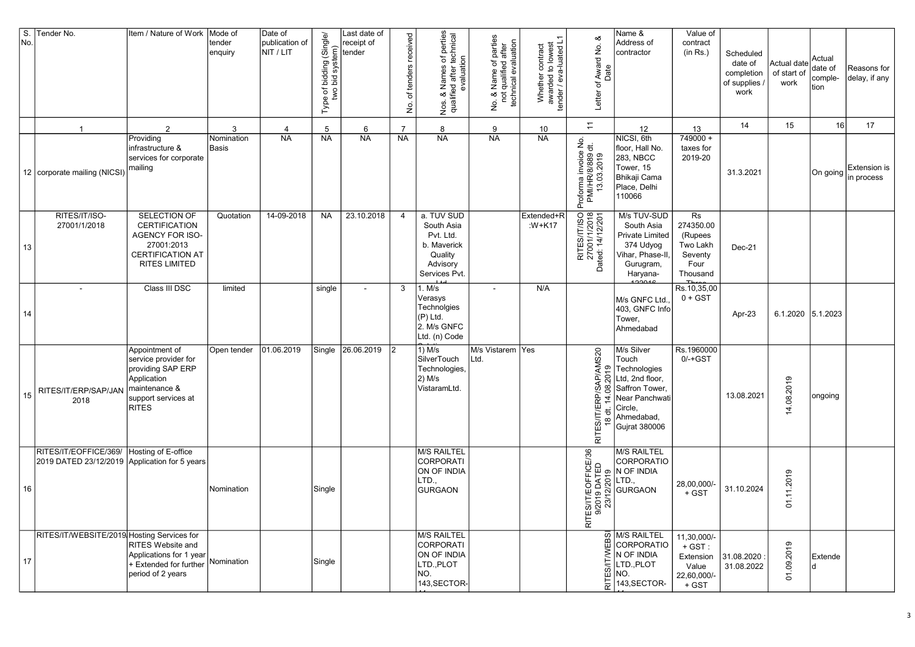| S. No. | Tender No. | Item / Nature of Work | Mode of tender enquiry | Date of publication of NIT / LIT | Type of bidding (Single/ two bid system) | Last date of receipt of tender | No. of tenders received | Nos. & Names of perties qualified after technical evaluation | No. & Name of parties not qualified after technical evaluation | Whether contract awarded to lowest tender / eva-luated L1 | Letter of Award No. & Date | Name & Address of contractor | Value of contract (in Rs.) | Scheduled date of completion of supplies / work | Actual date of start of work | Actual date of comple-tion | Reasons for delay, if any |
|---|---|---|---|---|---|---|---|---|---|---|---|---|---|---|---|---|---|
| | 1 | 2 | 3 | 4 | 5 | 6 | 7 | 8 | 9 | 10 | 11 | 12 | 13 | 14 | 15 | 16 | 17 |
| 12 | corporate mailing (NICSI) | Providing infrastructure & services for corporate mailing | Nomination Basis | NA | NA | NA | NA | NA | NA | NA | Proforma invoice No. PMI/HR/8/889 dt. 13.03.2019 | NICSI, 6th floor, Hall No. 283, NBCC Tower, 15 Bhikaji Cama Place, Delhi 110066 | 749000 + taxes for 2019-20 | 31.3.2021 | | On going | Extension is in process |
| 13 | RITES/IT/ISO-27001/1/2018 | SELECTION OF CERTIFICATION AGENCY FOR ISO-27001:2013 CERTIFICATION AT RITES LIMITED | Quotation | 14-09-2018 | NA | 23.10.2018 | 4 | a. TUV SUD South Asia Pvt. Ltd. b. Maverick Quality Advisory Services Pvt. Ltd | | Extended+R:W+K17 | RITES/IT/ISO 27001/1/2018 Dated: 14/12/201 | M/s TUV-SUD South Asia Private Limited 374 Udyog Vihar, Phase-II, Gurugram, Haryana-122016 | Rs 274350.00 (Rupees Two Lakh Seventy Four Thousand Three | Dec-21 | | | |
| 14 | - | Class III DSC | limited | | single | - | 3 | 1. M/s Verasys Technolgies (P) Ltd. 2. M/s GNFC Ltd. (n) Code Solutions | - | N/A | | M/s GNFC Ltd., 403, GNFC Info Tower, Ahmedabad | Rs.10,35,000 + GST | Apr-23 | 6.1.2020 | 5.1.2023 | |
| 15 | RITES/IT/ERP/SAP/JAN 2018 | Appointment of service provider for providing SAP ERP Application maintenance & support services at RITES | Open tender | 01.06.2019 | Single | 26.06.2019 | 2 | 1) M/s SilverTouch Technologies, 2) M/s VistaramLtd. | M/s Vistarem Ltd. | Yes | RITES/IT/ERP/SAP/AMS2018 dt. 14.08.2019 | M/s Silver Touch Technologies Ltd, 2nd floor, Saffron Tower, Near Panchwati Circle, Ahmedabad, Gujrat 380006 | Rs.1960000 0/-+GST | 13.08.2021 | 14.08.2019 | ongoing | |
| 16 | RITES/IT/EOFFICE/369/2019 DATED 23/12/2019 | Hosting of E-office Application for 5 years | Nomination | | Single | | | M/S RAILTEL CORPORATION OF INDIA LTD., GURGAON | | | RITES/IT/EOFFICE/369/2019 DATED 23/12/2019 | M/S RAILTEL CORPORATION OF INDIA LTD., GURGAON | 28,00,000/- + GST | 31.10.2024 | 01.11.2019 | | |
| 17 | RITES/IT/WEBSITE/2019 | Hosting Services for RITES Website and Applications for 1 year + Extended for further period of 2 years | Nomination | | Single | | | M/S RAILTEL CORPORATION OF INDIA LTD.,PLOT NO. 143,SECTOR-44 | | | RITES/IT/WEBSI | M/S RAILTEL CORPORATION OF INDIA LTD.,PLOT NO. 143,SECTOR-44 | 11,30,000/- + GST : Extension Value 22,60,000/- + GST | 31.08.2020 : 31.08.2022 | 01.09.2019 | Extended | |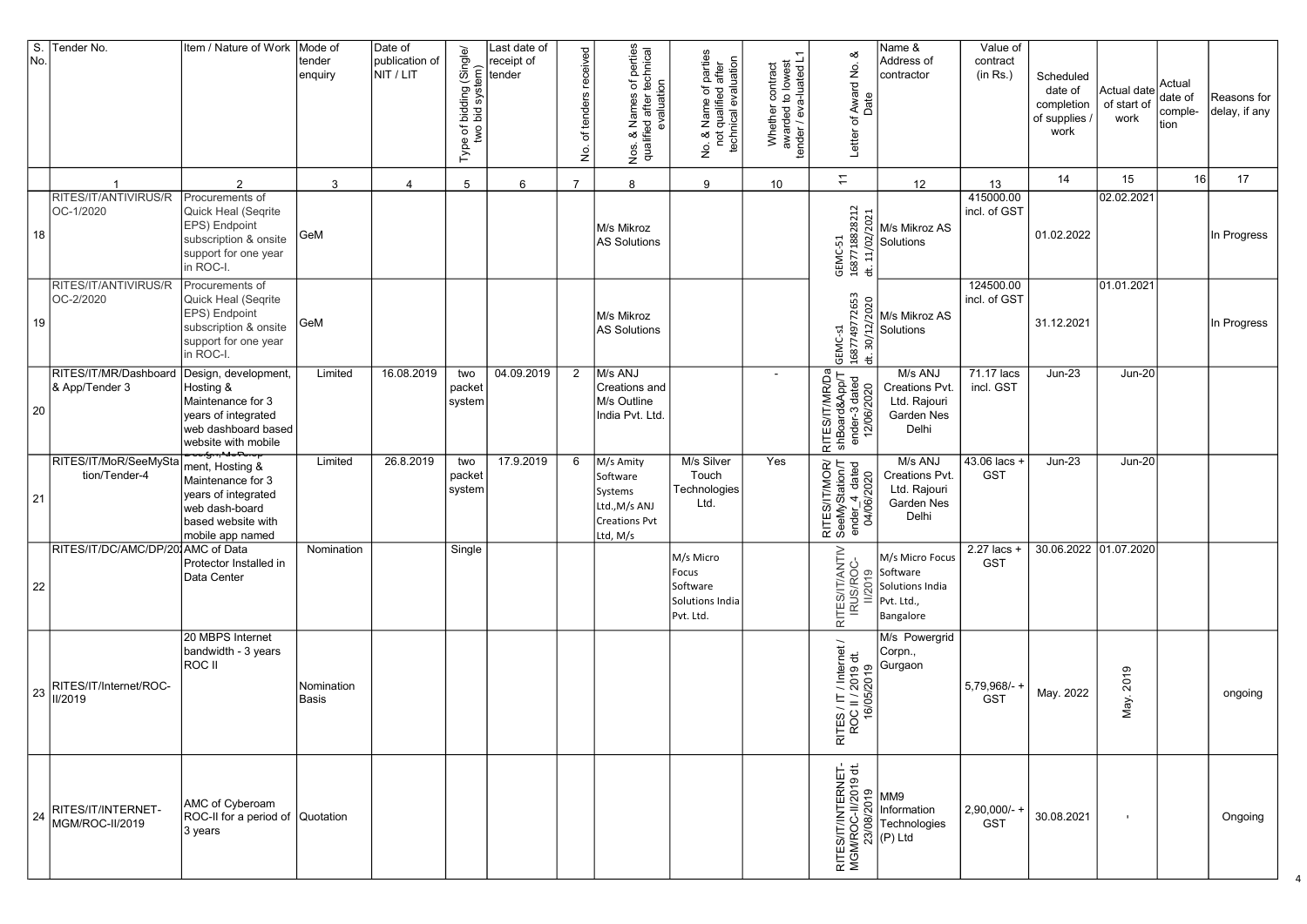| S. No. | Tender No. | Item / Nature of Work | Mode of tender enquiry | Date of publication of NIT / LIT | Type of bidding (Single/ two bid system) | Last date of receipt of tender | No. of tenders received | Nos. & Names of perties qualified after technical evaluation | No. & Name of parties not qualified after technical evaluation | Whether contract awarded to lowest tender / eva-luated L1 | Letter of Award No. & Date | Name & Address of contractor | Value of contract (in Rs.) | Scheduled date of completion of supplies / work | Actual date of start of work | Actual date of comple-tion | Reasons for delay, if any |
|---|---|---|---|---|---|---|---|---|---|---|---|---|---|---|---|---|---|
| | 1 | 2 | 3 | 4 | 5 | 6 | 7 | 8 | 9 | 10 | 11 | 12 | 13 | 14 | 15 | 16 | 17 |
| 18 | RITES/IT/ANTIVIRUS/ROC-1/2020 | Procurements of Quick Heal (Seqrite EPS) Endpoint subscription & onsite support for one year in ROC-I. | GeM | | | | | M/s Mikroz AS Solutions | | | GEMC-51 1687718828212 dt. 11/02/2021 | M/s Mikroz AS Solutions | 415000.00 incl. of GST | 01.02.2022 | 02.02.2021 | | In Progress |
| 19 | RITES/IT/ANTIVIRUS/ROC-2/2020 | Procurements of Quick Heal (Seqrite EPS) Endpoint subscription & onsite support for one year in ROC-I. | GeM | | | | | M/s Mikroz AS Solutions | | | GEMC-s1 168774977265 3 dt. 30/12/2020 | M/s Mikroz AS Solutions | 124500.00 incl. of GST | 31.12.2021 | 01.01.2021 | | In Progress |
| 20 | RITES/IT/MR/Dashboard & App/Tender 3 | Design, development, Hosting & Maintenance for 3 years of integrated web dashboard based website with mobile | Limited | 16.08.2019 | two packet system | 04.09.2019 | 2 | M/s ANJ Creations and M/s Outline India Pvt. Ltd. | | - | RITES/IT/MR/DashBoard&App/Tender-3 dated 12/06/2020 | M/s ANJ Creations Pvt. Ltd. Rajouri Garden Nes Delhi | 71.17 lacs incl. GST | Jun-23 | Jun-20 | | |
| 21 | RITES/IT/MoR/SeeMyStation/Tender-4 | Design, Develop-ment, Hosting & Maintenance for 3 years of integrated web dash-board based website with mobile app named | Limited | 26.8.2019 | two packet system | 17.9.2019 | 6 | M/s Amity Software Systems Ltd.,M/s ANJ Creations Pvt Ltd, M/s | M/s Silver Touch Technologies Ltd. | Yes | RITES/IT/MOR/SeeMyStation/Tender_4 dated 04/06/2020 | M/s ANJ Creations Pvt. Ltd. Rajouri Garden Nes Delhi | 43.06 lacs + GST | Jun-23 | Jun-20 | | |
| 22 | RITES/IT/DC/AMC/DP/20 | AMC of Data Protector Installed in Data Center | Nomination | | Single | | | | M/s Micro Focus Software Solutions India Pvt. Ltd. | | RITES/IT/ANTIVIRUS/ROC-II/2019 | M/s Micro Focus Software Solutions India Pvt. Ltd., Bangalore | 2.27 lacs + GST | 30.06.2022 | 01.07.2020 | | |
| 23 | RITES/IT/Internet/ROC-II/2019 | 20 MBPS Internet bandwidth - 3 years ROC II | Nomination Basis | | | | | | | | RITES / IT / Internet / ROC II / 2019 dt. 16/05/2019 | M/s Powergrid Corpn., Gurgaon | 5,79,968/- + GST | May. 2022 | May. 2019 | | ongoing |
| 24 | RITES/IT/INTERNET-MGM/ROC-II/2019 | AMC of Cyberoam ROC-II for a period of 3 years | Quotation | | | | | | | | RITES/IT/INTERNET-MGM/ROC-II/2019 dt. 23/08/2019 | MM9 Information Technologies (P) Ltd | 2,90,000/- + GST | 30.08.2021 | - | | Ongoing |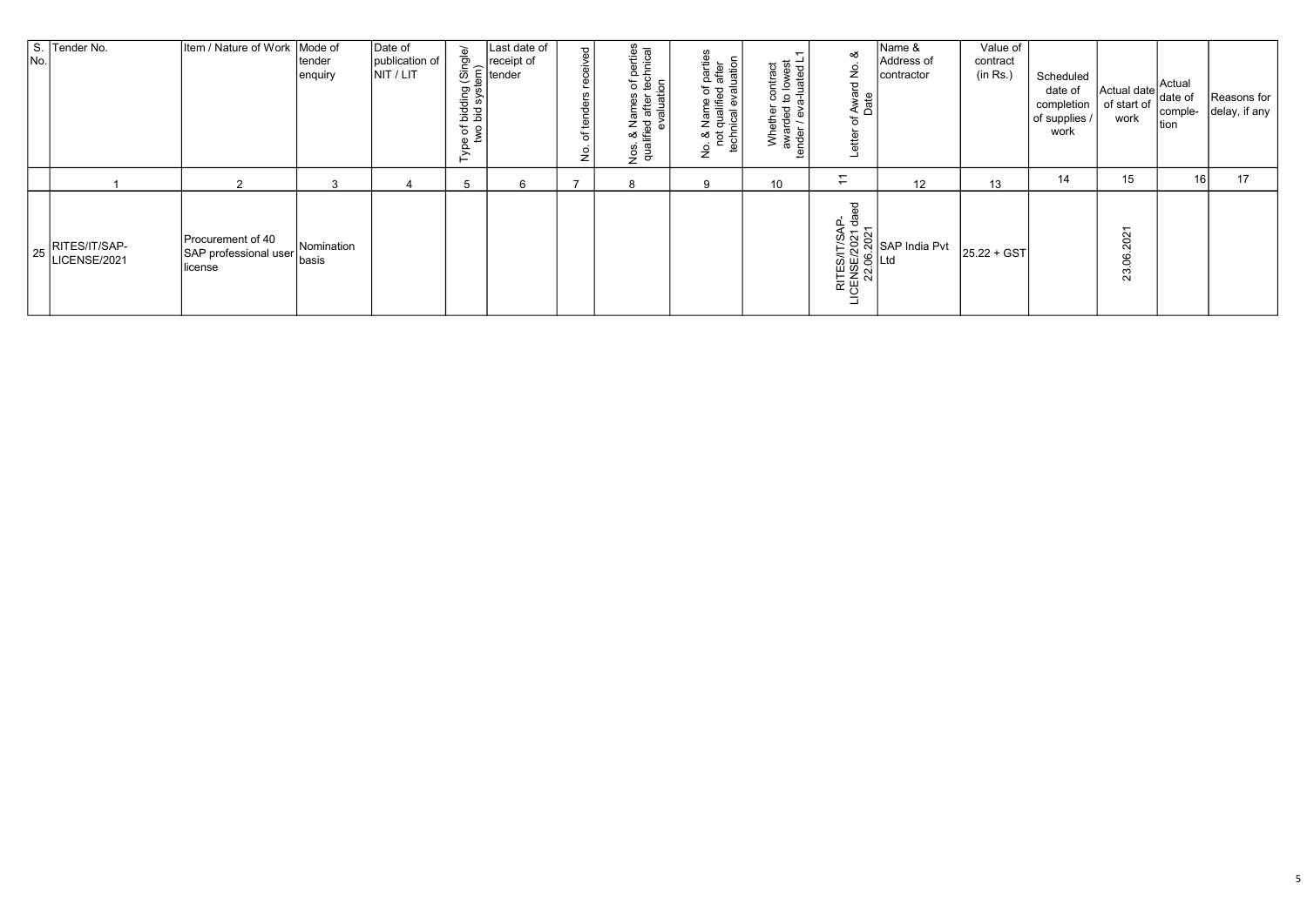| S. No. | Tender No. | Item / Nature of Work | Mode of tender enquiry | Date of publication of NIT / LIT | Type of bidding (Single/ two bid system) | Last date of receipt of tender | No. of tenders received | Nos. & Names of perties qualified after technical evaluation | No. & Name of parties not qualified after technical evaluation | Whether contract awarded to lowest tender / eva-luated L1 | Letter of Award No. & Date | Name & Address of contractor | Value of contract (in Rs.) | Scheduled date of completion of supplies / work | Actual date of start of work | Actual date of comple-tion | Reasons for delay, if any |
|---|---|---|---|---|---|---|---|---|---|---|---|---|---|---|---|---|---|
| | 1 | 2 | 3 | 4 | 5 | 6 | 7 | 8 | 9 | 10 | 11 | 12 | 13 | 14 | 15 | 16 | 17 |
| 25 | RITES/IT/SAP-LICENSE/2021 | Procurement of 40 SAP professional user license | Nomination basis | | | | | | | | RITES/IT/SAP-LICENSE/2021 daed 22.06.2021 | SAP India Pvt Ltd | 25.22 + GST | | 23.06.2021 | | |